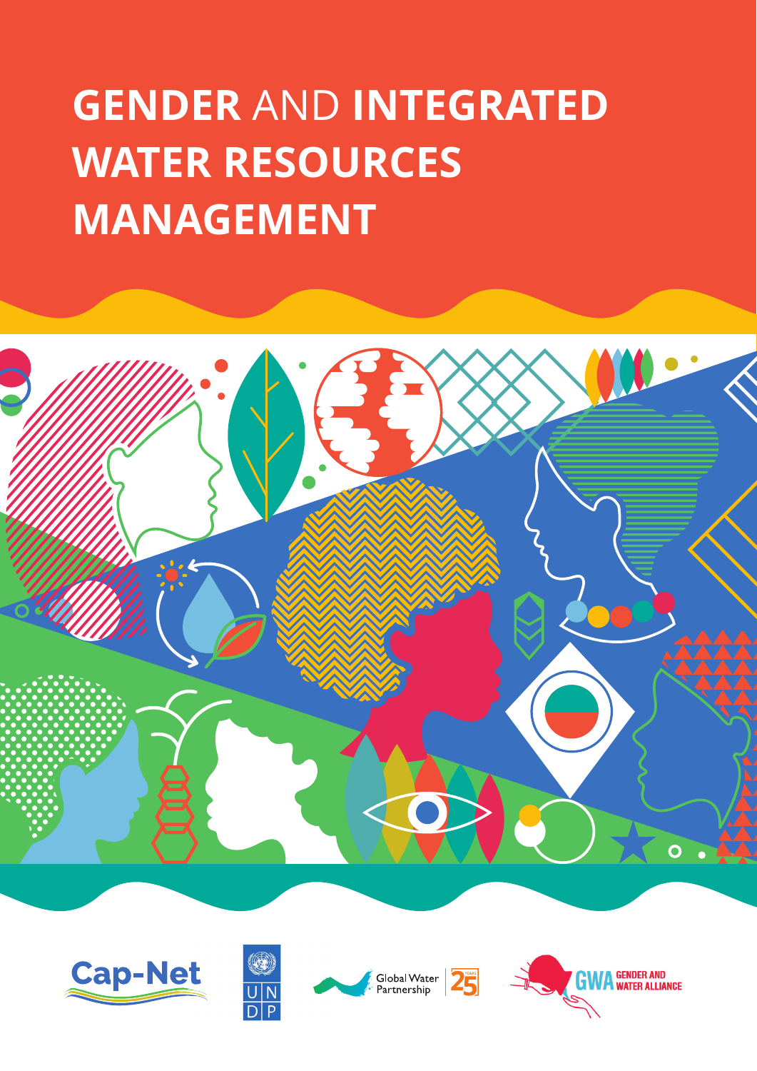# GENDER AND INTEGRATED WATER RESOURCES MANAGEMENT

Cap-Net

UNDP

Global Water Partnership 25 YEARS

GWA GENDER AND WATER ALLIANCE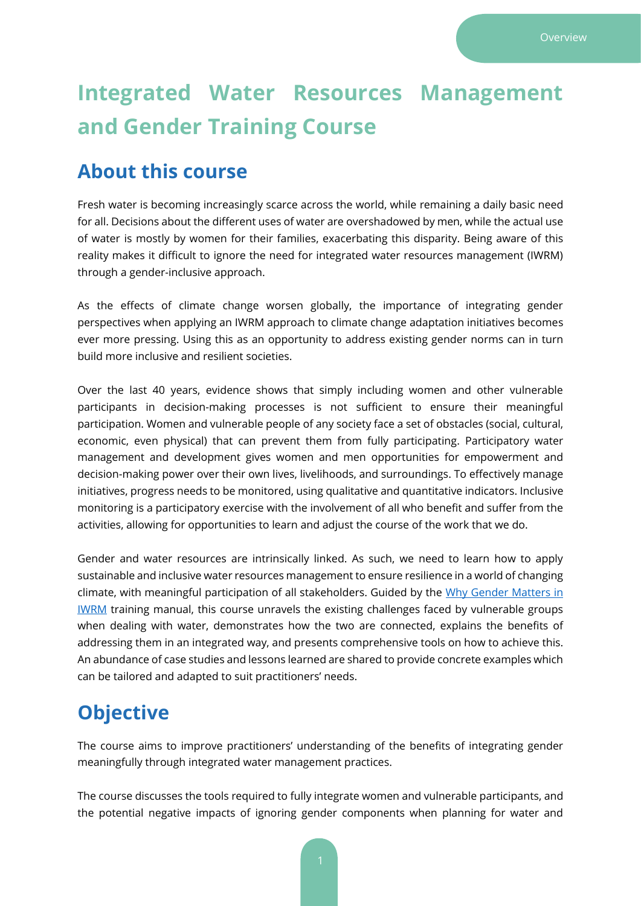# Integrated Water Resources Management and Gender Training Course

## About this course

Fresh water is becoming increasingly scarce across the world, while remaining a daily basic need for all. Decisions about the different uses of water are overshadowed by men, while the actual use of water is mostly by women for their families, exacerbating this disparity. Being aware of this reality makes it difficult to ignore the need for integrated water resources management (IWRM) through a gender-inclusive approach.

As the effects of climate change worsen globally, the importance of integrating gender perspectives when applying an IWRM approach to climate change adaptation initiatives becomes ever more pressing. Using this as an opportunity to address existing gender norms can in turn build more inclusive and resilient societies.

Over the last 40 years, evidence shows that simply including women and other vulnerable participants in decision-making processes is not sufficient to ensure their meaningful participation. Women and vulnerable people of any society face a set of obstacles (social, cultural, economic, even physical) that can prevent them from fully participating. Participatory water management and development gives women and men opportunities for empowerment and decision-making power over their own lives, livelihoods, and surroundings. To effectively manage initiatives, progress needs to be monitored, using qualitative and quantitative indicators. Inclusive monitoring is a participatory exercise with the involvement of all who benefit and suffer from the activities, allowing for opportunities to learn and adjust the course of the work that we do.

Gender and water resources are intrinsically linked. As such, we need to learn how to apply sustainable and inclusive water resources management to ensure resilience in a world of changing climate, with meaningful participation of all stakeholders. Guided by the [Why Gender Matters in IWRM] training manual, this course unravels the existing challenges faced by vulnerable groups when dealing with water, demonstrates how the two are connected, explains the benefits of addressing them in an integrated way, and presents comprehensive tools on how to achieve this. An abundance of case studies and lessons learned are shared to provide concrete examples which can be tailored and adapted to suit practitioners' needs.

## Objective

The course aims to improve practitioners' understanding of the benefits of integrating gender meaningfully through integrated water management practices.

The course discusses the tools required to fully integrate women and vulnerable participants, and the potential negative impacts of ignoring gender components when planning for water and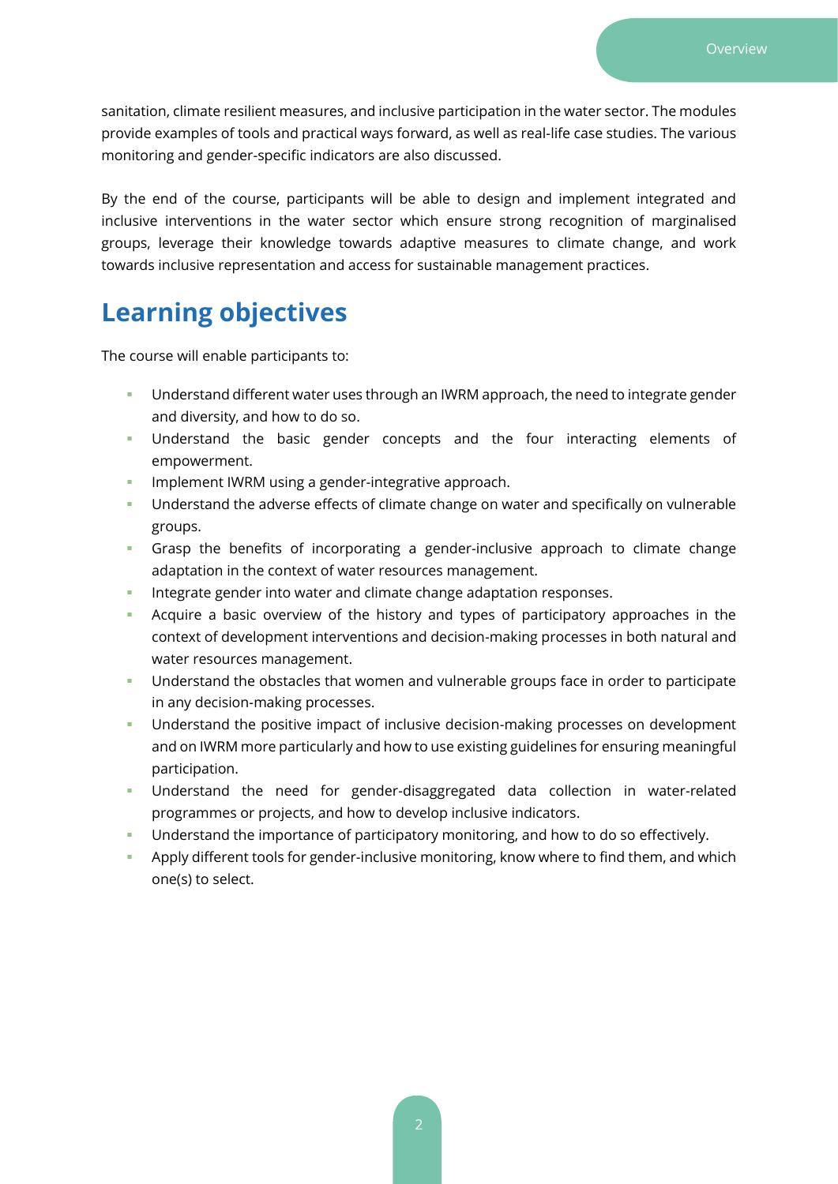sanitation, climate resilient measures, and inclusive participation in the water sector. The modules provide examples of tools and practical ways forward, as well as real-life case studies. The various monitoring and gender-specific indicators are also discussed.

By the end of the course, participants will be able to design and implement integrated and inclusive interventions in the water sector which ensure strong recognition of marginalised groups, leverage their knowledge towards adaptive measures to climate change, and work towards inclusive representation and access for sustainable management practices.

## Learning objectives

The course will enable participants to:

- Understand different water uses through an IWRM approach, the need to integrate gender and diversity, and how to do so.
- Understand the basic gender concepts and the four interacting elements of empowerment.
- Implement IWRM using a gender-integrative approach.
- Understand the adverse effects of climate change on water and specifically on vulnerable groups.
- Grasp the benefits of incorporating a gender-inclusive approach to climate change adaptation in the context of water resources management.
- Integrate gender into water and climate change adaptation responses.
- Acquire a basic overview of the history and types of participatory approaches in the context of development interventions and decision-making processes in both natural and water resources management.
- Understand the obstacles that women and vulnerable groups face in order to participate in any decision-making processes.
- Understand the positive impact of inclusive decision-making processes on development and on IWRM more particularly and how to use existing guidelines for ensuring meaningful participation.
- Understand the need for gender-disaggregated data collection in water-related programmes or projects, and how to develop inclusive indicators.
- Understand the importance of participatory monitoring, and how to do so effectively.
- Apply different tools for gender-inclusive monitoring, know where to find them, and which one(s) to select.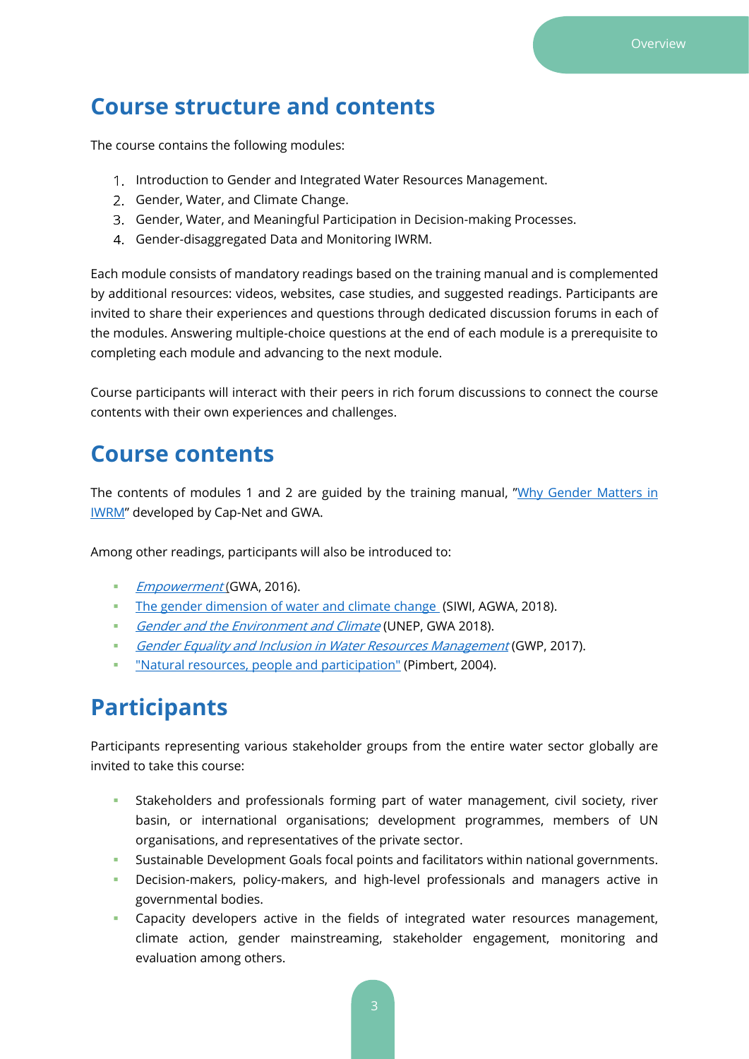## Course structure and contents

The course contains the following modules:

1. Introduction to Gender and Integrated Water Resources Management.
2. Gender, Water, and Climate Change.
3. Gender, Water, and Meaningful Participation in Decision-making Processes.
4. Gender-disaggregated Data and Monitoring IWRM.

Each module consists of mandatory readings based on the training manual and is complemented by additional resources: videos, websites, case studies, and suggested readings. Participants are invited to share their experiences and questions through dedicated discussion forums in each of the modules. Answering multiple-choice questions at the end of each module is a prerequisite to completing each module and advancing to the next module.

Course participants will interact with their peers in rich forum discussions to connect the course contents with their own experiences and challenges.

## Course contents

The contents of modules 1 and 2 are guided by the training manual, "Why Gender Matters in IWRM" developed by Cap-Net and GWA.

Among other readings, participants will also be introduced to:

- *Empowerment* (GWA, 2016).
- The gender dimension of water and climate change (SIWI, AGWA, 2018).
- *Gender and the Environment and Climate* (UNEP, GWA 2018).
- *Gender Equality and Inclusion in Water Resources Management* (GWP, 2017).
- "Natural resources, people and participation" (Pimbert, 2004).

## Participants

Participants representing various stakeholder groups from the entire water sector globally are invited to take this course:

- Stakeholders and professionals forming part of water management, civil society, river basin, or international organisations; development programmes, members of UN organisations, and representatives of the private sector.
- Sustainable Development Goals focal points and facilitators within national governments.
- Decision-makers, policy-makers, and high-level professionals and managers active in governmental bodies.
- Capacity developers active in the fields of integrated water resources management, climate action, gender mainstreaming, stakeholder engagement, monitoring and evaluation among others.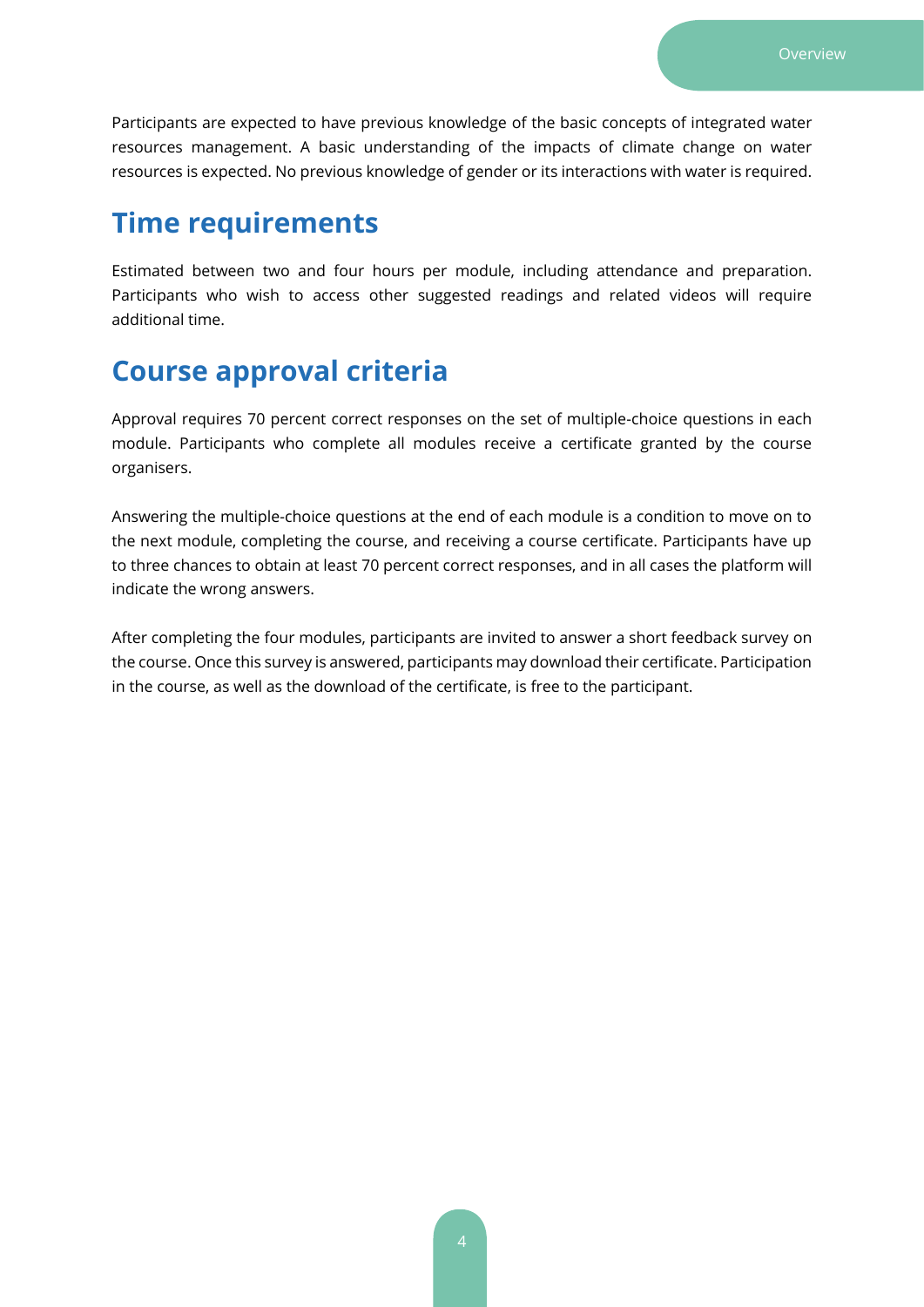Participants are expected to have previous knowledge of the basic concepts of integrated water resources management. A basic understanding of the impacts of climate change on water resources is expected. No previous knowledge of gender or its interactions with water is required.

## Time requirements

Estimated between two and four hours per module, including attendance and preparation. Participants who wish to access other suggested readings and related videos will require additional time.

## Course approval criteria

Approval requires 70 percent correct responses on the set of multiple-choice questions in each module. Participants who complete all modules receive a certificate granted by the course organisers.

Answering the multiple-choice questions at the end of each module is a condition to move on to the next module, completing the course, and receiving a course certificate. Participants have up to three chances to obtain at least 70 percent correct responses, and in all cases the platform will indicate the wrong answers.

After completing the four modules, participants are invited to answer a short feedback survey on the course. Once this survey is answered, participants may download their certificate. Participation in the course, as well as the download of the certificate, is free to the participant.